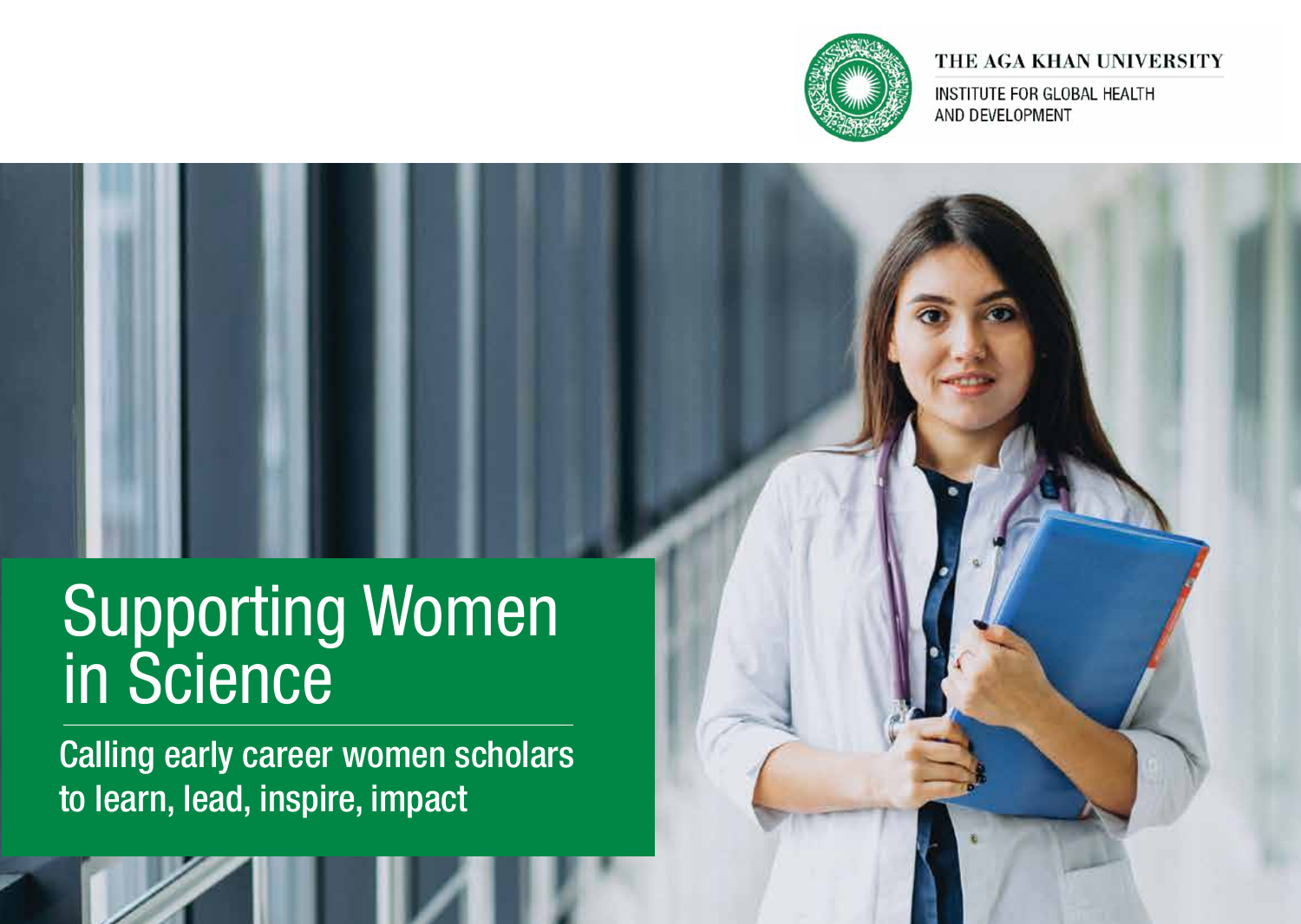THE AGA KHAN UNIVERSITY

INSTITUTE FOR GLOBAL HEALTH AND DEVELOPMENT

# Supporting Women in Science

## Calling early career women scholars to learn, lead, inspire, impact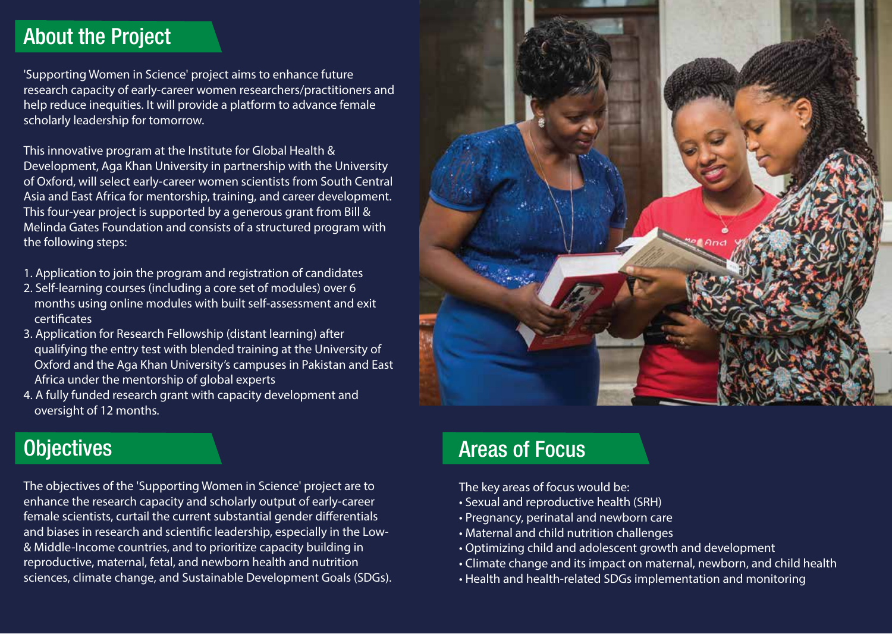## About the Project

'Supporting Women in Science' project aims to enhance future research capacity of early-career women researchers/practitioners and help reduce inequities. It will provide a platform to advance female scholarly leadership for tomorrow.

This innovative program at the Institute for Global Health & Development, Aga Khan University in partnership with the University of Oxford, will select early-career women scientists from South Central Asia and East Africa for mentorship, training, and career development. This four-year project is supported by a generous grant from Bill & Melinda Gates Foundation and consists of a structured program with the following steps:

1. Application to join the program and registration of candidates
2. Self-learning courses (including a core set of modules) over 6 months using online modules with built self-assessment and exit certificates
3. Application for Research Fellowship (distant learning) after qualifying the entry test with blended training at the University of Oxford and the Aga Khan University's campuses in Pakistan and East Africa under the mentorship of global experts
4. A fully funded research grant with capacity development and oversight of 12 months.

## Objectives

The objectives of the 'Supporting Women in Science' project are to enhance the research capacity and scholarly output of early-career female scientists, curtail the current substantial gender differentials and biases in research and scientific leadership, especially in the Low- & Middle-Income countries, and to prioritize capacity building in reproductive, maternal, fetal, and newborn health and nutrition sciences, climate change, and Sustainable Development Goals (SDGs).

## Areas of Focus

The key areas of focus would be:

- Sexual and reproductive health (SRH)
- Pregnancy, perinatal and newborn care
- Maternal and child nutrition challenges
- Optimizing child and adolescent growth and development
- Climate change and its impact on maternal, newborn, and child health
- Health and health-related SDGs implementation and monitoring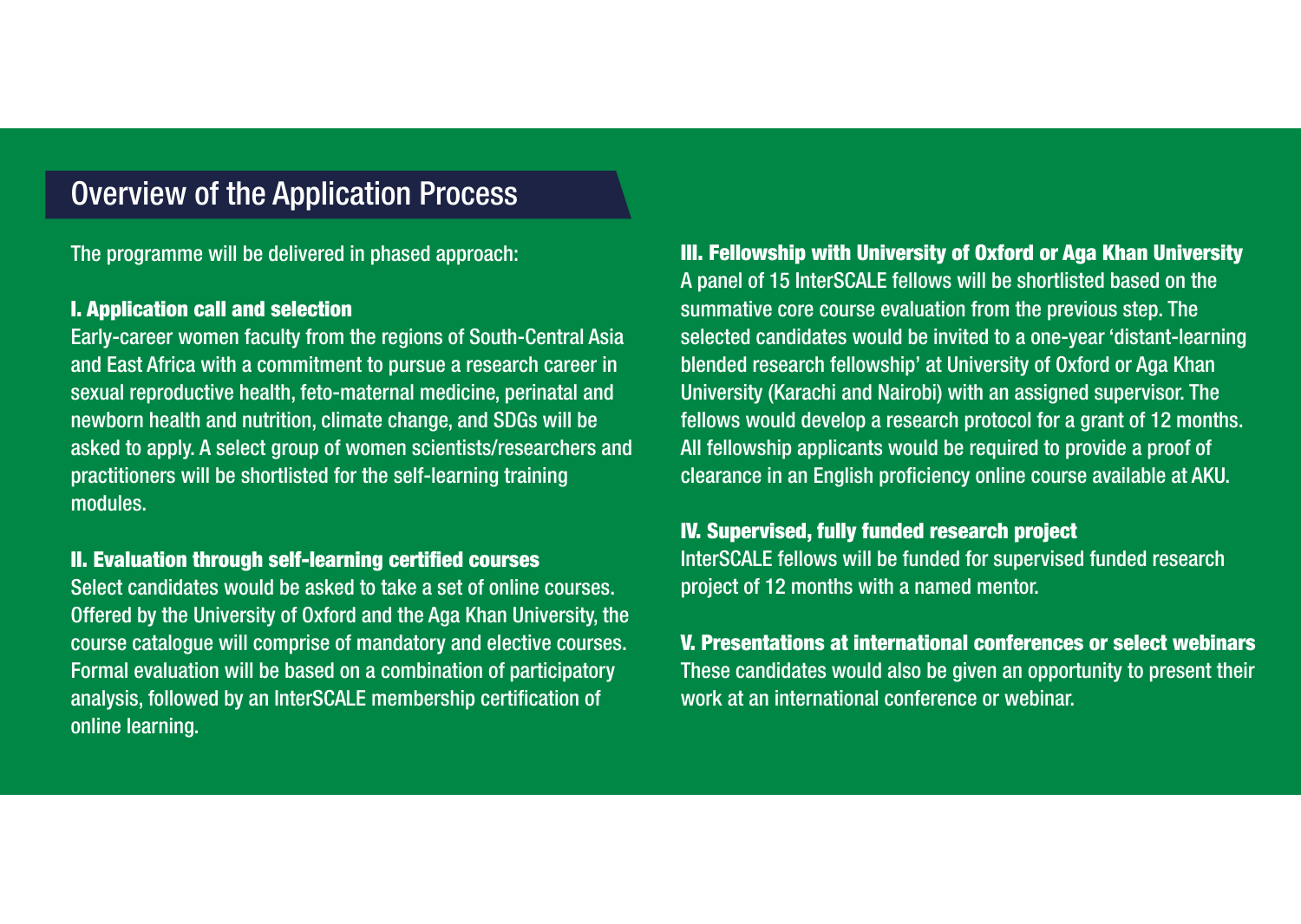## Overview of the Application Process

The programme will be delivered in phased approach:

### I. Application call and selection

Early-career women faculty from the regions of South-Central Asia and East Africa with a commitment to pursue a research career in sexual reproductive health, feto-maternal medicine, perinatal and newborn health and nutrition, climate change, and SDGs will be asked to apply. A select group of women scientists/researchers and practitioners will be shortlisted for the self-learning training modules.

### II. Evaluation through self-learning certified courses

Select candidates would be asked to take a set of online courses. Offered by the University of Oxford and the Aga Khan University, the course catalogue will comprise of mandatory and elective courses. Formal evaluation will be based on a combination of participatory analysis, followed by an InterSCALE membership certification of online learning.

### III. Fellowship with University of Oxford or Aga Khan University

A panel of 15 InterSCALE fellows will be shortlisted based on the summative core course evaluation from the previous step. The selected candidates would be invited to a one-year 'distant-learning blended research fellowship' at University of Oxford or Aga Khan University (Karachi and Nairobi) with an assigned supervisor. The fellows would develop a research protocol for a grant of 12 months. All fellowship applicants would be required to provide a proof of clearance in an English proficiency online course available at AKU.

### IV. Supervised, fully funded research project

InterSCALE fellows will be funded for supervised funded research project of 12 months with a named mentor.

### V. Presentations at international conferences or select webinars

These candidates would also be given an opportunity to present their work at an international conference or webinar.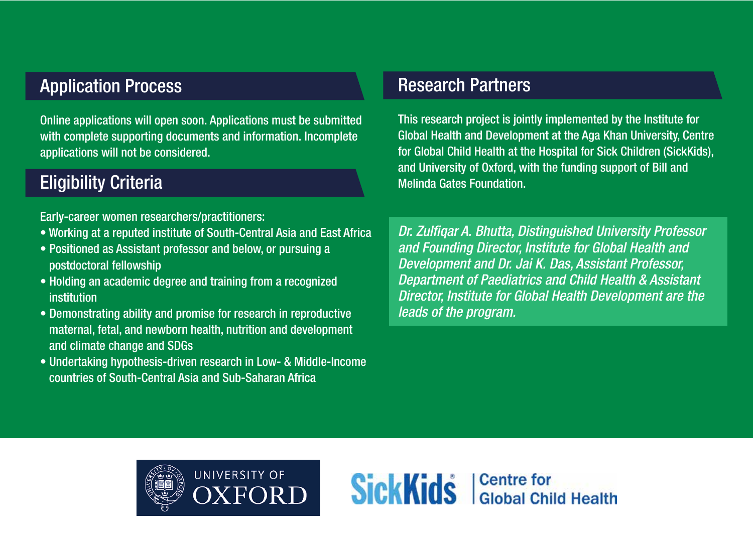## Application Process

Online applications will open soon. Applications must be submitted with complete supporting documents and information. Incomplete applications will not be considered.

## Eligibility Criteria

Early-career women researchers/practitioners:

- Working at a reputed institute of South-Central Asia and East Africa
- Positioned as Assistant professor and below, or pursuing a postdoctoral fellowship
- Holding an academic degree and training from a recognized institution
- Demonstrating ability and promise for research in reproductive maternal, fetal, and newborn health, nutrition and development and climate change and SDGs
- Undertaking hypothesis-driven research in Low- & Middle-Income countries of South-Central Asia and Sub-Saharan Africa

## Research Partners

This research project is jointly implemented by the Institute for Global Health and Development at the Aga Khan University, Centre for Global Child Health at the Hospital for Sick Children (SickKids), and University of Oxford, with the funding support of Bill and Melinda Gates Foundation.

*Dr. Zulfiqar A. Bhutta, Distinguished University Professor and Founding Director, Institute for Global Health and Development and Dr. Jai K. Das, Assistant Professor, Department of Paediatrics and Child Health & Assistant Director, Institute for Global Health Development are the leads of the program.*

UNIVERSITY OF OXFORD

SickKids® | Centre for Global Child Health